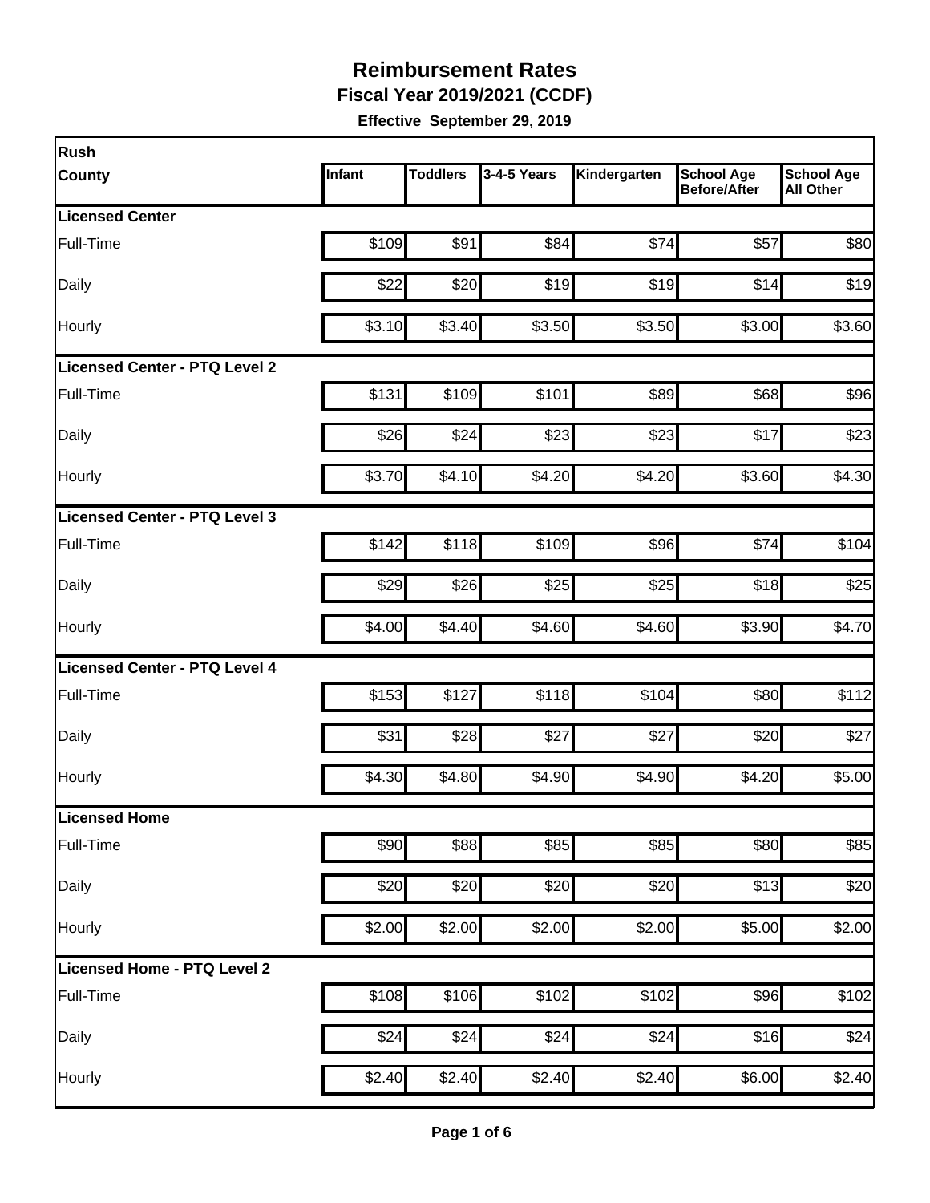# Reimbursement Rates

## Fiscal Year 2019/2021 (CCDF)

**Effective September 29, 2019**

| Rush County | Infant | Toddlers | 3-4-5 Years | Kindergarten | School Age Before/After | School Age All Other |
|---|---|---|---|---|---|---|
| **Licensed Center** | | | | | | |
| Full-Time | $109 | $91 | $84 | $74 | $57 | $80 |
| Daily | $22 | $20 | $19 | $19 | $14 | $19 |
| Hourly | $3.10 | $3.40 | $3.50 | $3.50 | $3.00 | $3.60 |
| **Licensed Center - PTQ Level 2** | | | | | | |
| Full-Time | $131 | $109 | $101 | $89 | $68 | $96 |
| Daily | $26 | $24 | $23 | $23 | $17 | $23 |
| Hourly | $3.70 | $4.10 | $4.20 | $4.20 | $3.60 | $4.30 |
| **Licensed Center - PTQ Level 3** | | | | | | |
| Full-Time | $142 | $118 | $109 | $96 | $74 | $104 |
| Daily | $29 | $26 | $25 | $25 | $18 | $25 |
| Hourly | $4.00 | $4.40 | $4.60 | $4.60 | $3.90 | $4.70 |
| **Licensed Center - PTQ Level 4** | | | | | | |
| Full-Time | $153 | $127 | $118 | $104 | $80 | $112 |
| Daily | $31 | $28 | $27 | $27 | $20 | $27 |
| Hourly | $4.30 | $4.80 | $4.90 | $4.90 | $4.20 | $5.00 |
| **Licensed Home** | | | | | | |
| Full-Time | $90 | $88 | $85 | $85 | $80 | $85 |
| Daily | $20 | $20 | $20 | $20 | $13 | $20 |
| Hourly | $2.00 | $2.00 | $2.00 | $2.00 | $5.00 | $2.00 |
| **Licensed Home - PTQ Level 2** | | | | | | |
| Full-Time | $108 | $106 | $102 | $102 | $96 | $102 |
| Daily | $24 | $24 | $24 | $24 | $16 | $24 |
| Hourly | $2.40 | $2.40 | $2.40 | $2.40 | $6.00 | $2.40 |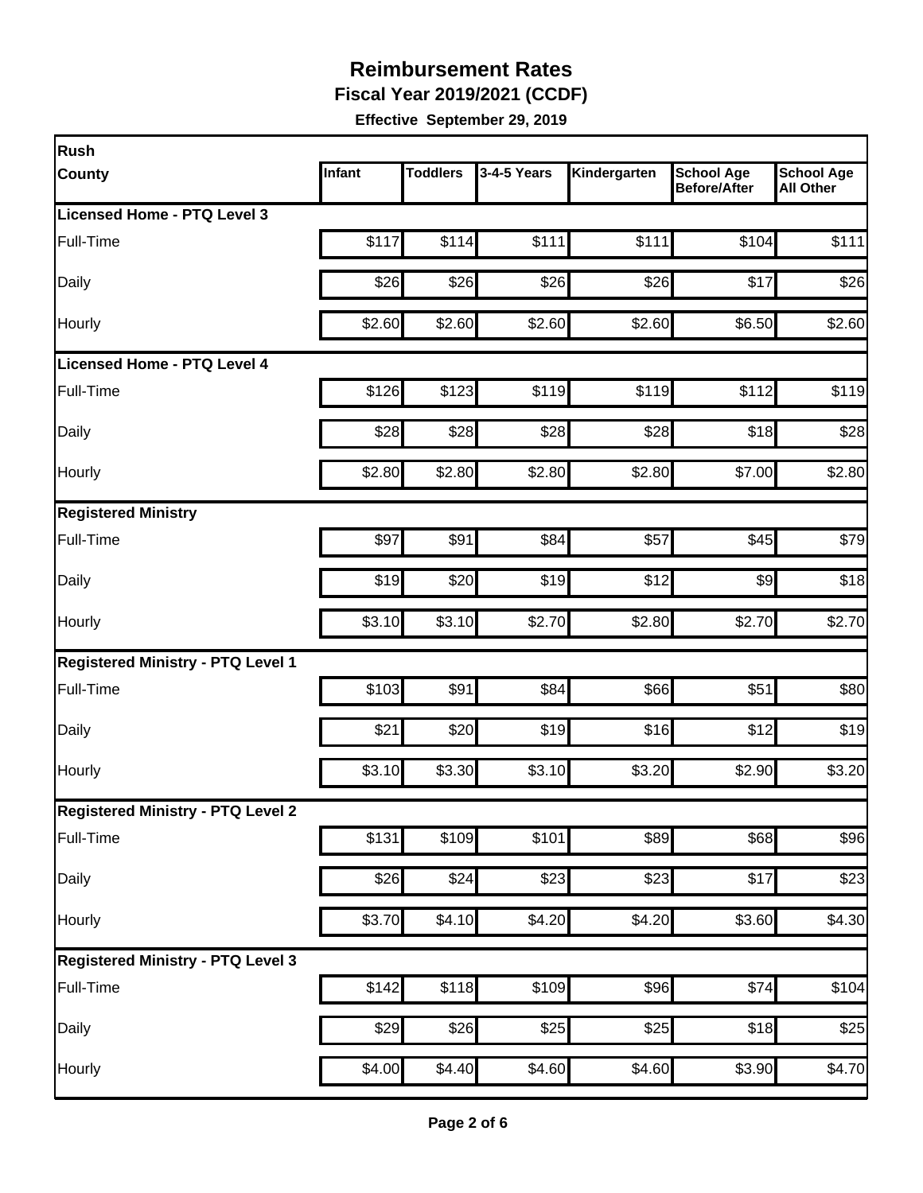# Reimbursement Rates

**Fiscal Year 2019/2021 (CCDF)**

**Effective September 29, 2019**

| Rush County | Infant | Toddlers | 3-4-5 Years | Kindergarten | School Age Before/After | School Age All Other |
|---|---|---|---|---|---|---|
| **Licensed Home - PTQ Level 3** | | | | | | |
| Full-Time | $117 | $114 | $111 | $111 | $104 | $111 |
| Daily | $26 | $26 | $26 | $26 | $17 | $26 |
| Hourly | $2.60 | $2.60 | $2.60 | $2.60 | $6.50 | $2.60 |
| **Licensed Home - PTQ Level 4** | | | | | | |
| Full-Time | $126 | $123 | $119 | $119 | $112 | $119 |
| Daily | $28 | $28 | $28 | $28 | $18 | $28 |
| Hourly | $2.80 | $2.80 | $2.80 | $2.80 | $7.00 | $2.80 |
| **Registered Ministry** | | | | | | |
| Full-Time | $97 | $91 | $84 | $57 | $45 | $79 |
| Daily | $19 | $20 | $19 | $12 | $9 | $18 |
| Hourly | $3.10 | $3.10 | $2.70 | $2.80 | $2.70 | $2.70 |
| **Registered Ministry - PTQ Level 1** | | | | | | |
| Full-Time | $103 | $91 | $84 | $66 | $51 | $80 |
| Daily | $21 | $20 | $19 | $16 | $12 | $19 |
| Hourly | $3.10 | $3.30 | $3.10 | $3.20 | $2.90 | $3.20 |
| **Registered Ministry - PTQ Level 2** | | | | | | |
| Full-Time | $131 | $109 | $101 | $89 | $68 | $96 |
| Daily | $26 | $24 | $23 | $23 | $17 | $23 |
| Hourly | $3.70 | $4.10 | $4.20 | $4.20 | $3.60 | $4.30 |
| **Registered Ministry - PTQ Level 3** | | | | | | |
| Full-Time | $142 | $118 | $109 | $96 | $74 | $104 |
| Daily | $29 | $26 | $25 | $25 | $18 | $25 |
| Hourly | $4.00 | $4.40 | $4.60 | $4.60 | $3.90 | $4.70 |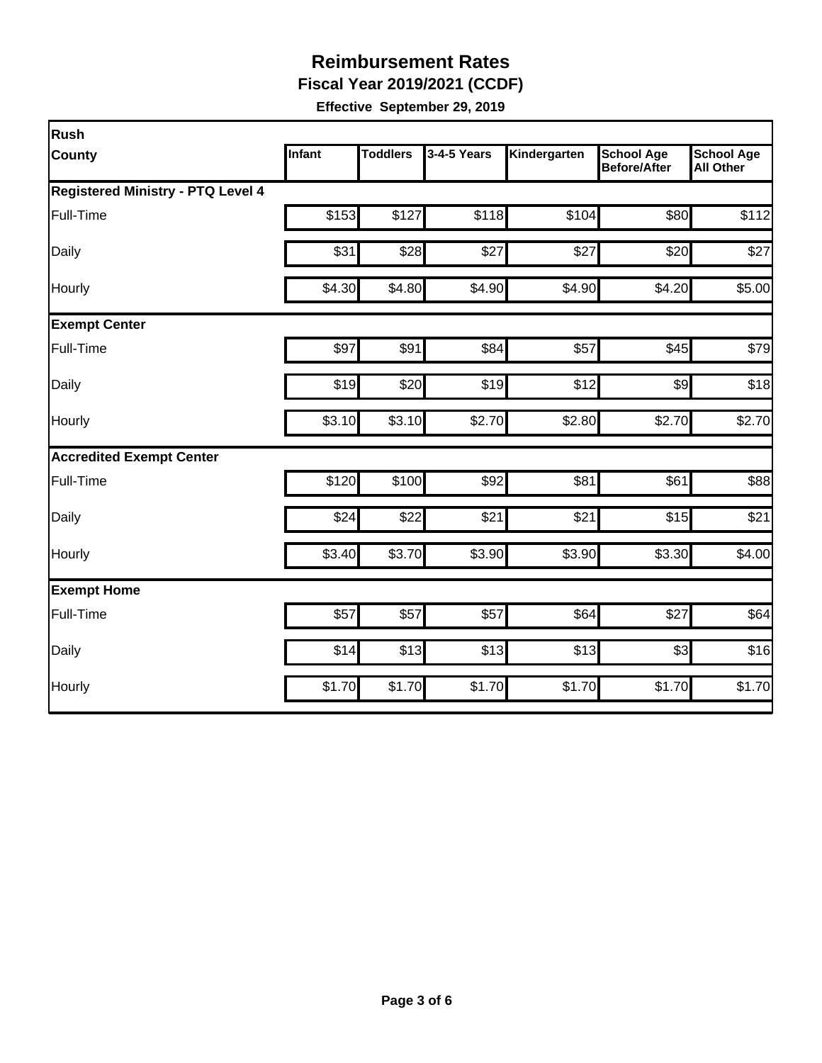# Reimbursement Rates

**Fiscal Year 2019/2021 (CCDF)**

**Effective September 29, 2019**

| Rush County | Infant | Toddlers | 3-4-5 Years | Kindergarten | School Age Before/After | School Age All Other |
|---|---|---|---|---|---|---|
| **Registered Ministry - PTQ Level 4** | | | | | | |
| Full-Time | $153 | $127 | $118 | $104 | $80 | $112 |
| Daily | $31 | $28 | $27 | $27 | $20 | $27 |
| Hourly | $4.30 | $4.80 | $4.90 | $4.90 | $4.20 | $5.00 |
| **Exempt Center** | | | | | | |
| Full-Time | $97 | $91 | $84 | $57 | $45 | $79 |
| Daily | $19 | $20 | $19 | $12 | $9 | $18 |
| Hourly | $3.10 | $3.10 | $2.70 | $2.80 | $2.70 | $2.70 |
| **Accredited Exempt Center** | | | | | | |
| Full-Time | $120 | $100 | $92 | $81 | $61 | $88 |
| Daily | $24 | $22 | $21 | $21 | $15 | $21 |
| Hourly | $3.40 | $3.70 | $3.90 | $3.90 | $3.30 | $4.00 |
| **Exempt Home** | | | | | | |
| Full-Time | $57 | $57 | $57 | $64 | $27 | $64 |
| Daily | $14 | $13 | $13 | $13 | $3 | $16 |
| Hourly | $1.70 | $1.70 | $1.70 | $1.70 | $1.70 | $1.70 |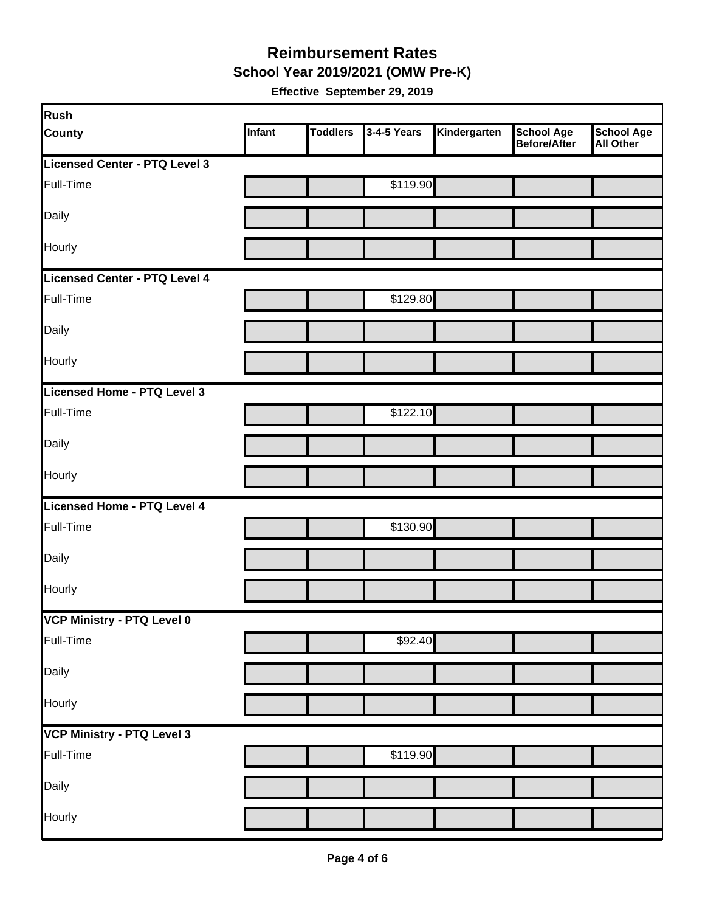# Reimbursement Rates

## School Year 2019/2021 (OMW Pre-K)

**Effective September 29, 2019**

| Rush County | Infant | Toddlers | 3-4-5 Years | Kindergarten | School Age Before/After | School Age All Other |
|---|---|---|---|---|---|---|
| **Licensed Center - PTQ Level 3** | | | | | | |
| Full-Time | | | $119.90 | | | |
| Daily | | | | | | |
| Hourly | | | | | | |
| **Licensed Center - PTQ Level 4** | | | | | | |
| Full-Time | | | $129.80 | | | |
| Daily | | | | | | |
| Hourly | | | | | | |
| **Licensed Home - PTQ Level 3** | | | | | | |
| Full-Time | | | $122.10 | | | |
| Daily | | | | | | |
| Hourly | | | | | | |
| **Licensed Home - PTQ Level 4** | | | | | | |
| Full-Time | | | $130.90 | | | |
| Daily | | | | | | |
| Hourly | | | | | | |
| **VCP Ministry - PTQ Level 0** | | | | | | |
| Full-Time | | | $92.40 | | | |
| Daily | | | | | | |
| Hourly | | | | | | |
| **VCP Ministry - PTQ Level 3** | | | | | | |
| Full-Time | | | $119.90 | | | |
| Daily | | | | | | |
| Hourly | | | | | | |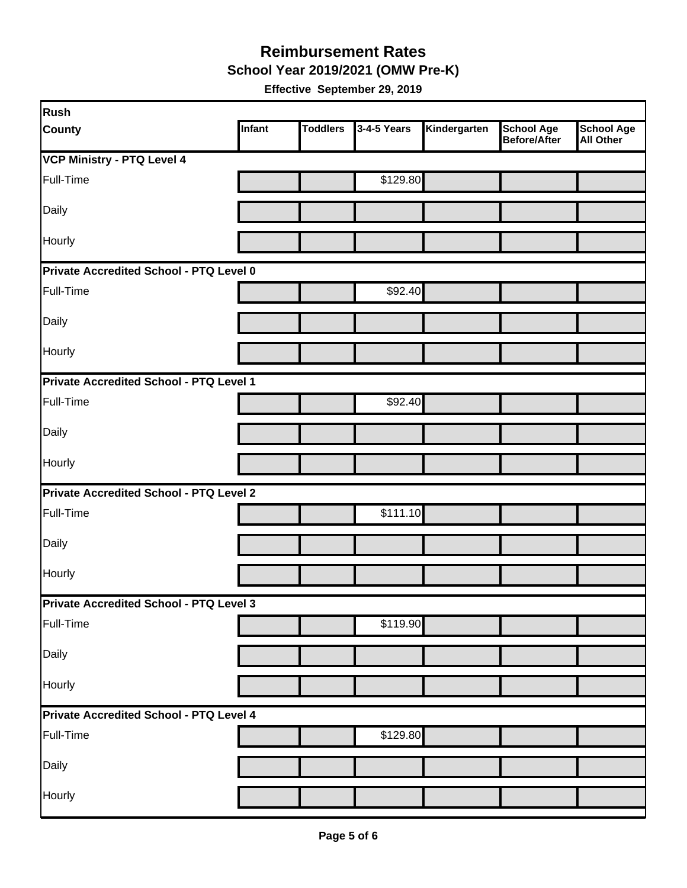# Reimbursement Rates

## School Year 2019/2021 (OMW Pre-K)

**Effective September 29, 2019**

| Rush County | Infant | Toddlers | 3-4-5 Years | Kindergarten | School Age Before/After | School Age All Other |
|---|---|---|---|---|---|---|
| **VCP Ministry - PTQ Level 4** | | | | | | |
| Full-Time | | | $129.80 | | | |
| Daily | | | | | | |
| Hourly | | | | | | |
| **Private Accredited School - PTQ Level 0** | | | | | | |
| Full-Time | | | $92.40 | | | |
| Daily | | | | | | |
| Hourly | | | | | | |
| **Private Accredited School - PTQ Level 1** | | | | | | |
| Full-Time | | | $92.40 | | | |
| Daily | | | | | | |
| Hourly | | | | | | |
| **Private Accredited School - PTQ Level 2** | | | | | | |
| Full-Time | | | $111.10 | | | |
| Daily | | | | | | |
| Hourly | | | | | | |
| **Private Accredited School - PTQ Level 3** | | | | | | |
| Full-Time | | | $119.90 | | | |
| Daily | | | | | | |
| Hourly | | | | | | |
| **Private Accredited School - PTQ Level 4** | | | | | | |
| Full-Time | | | $129.80 | | | |
| Daily | | | | | | |
| Hourly | | | | | | |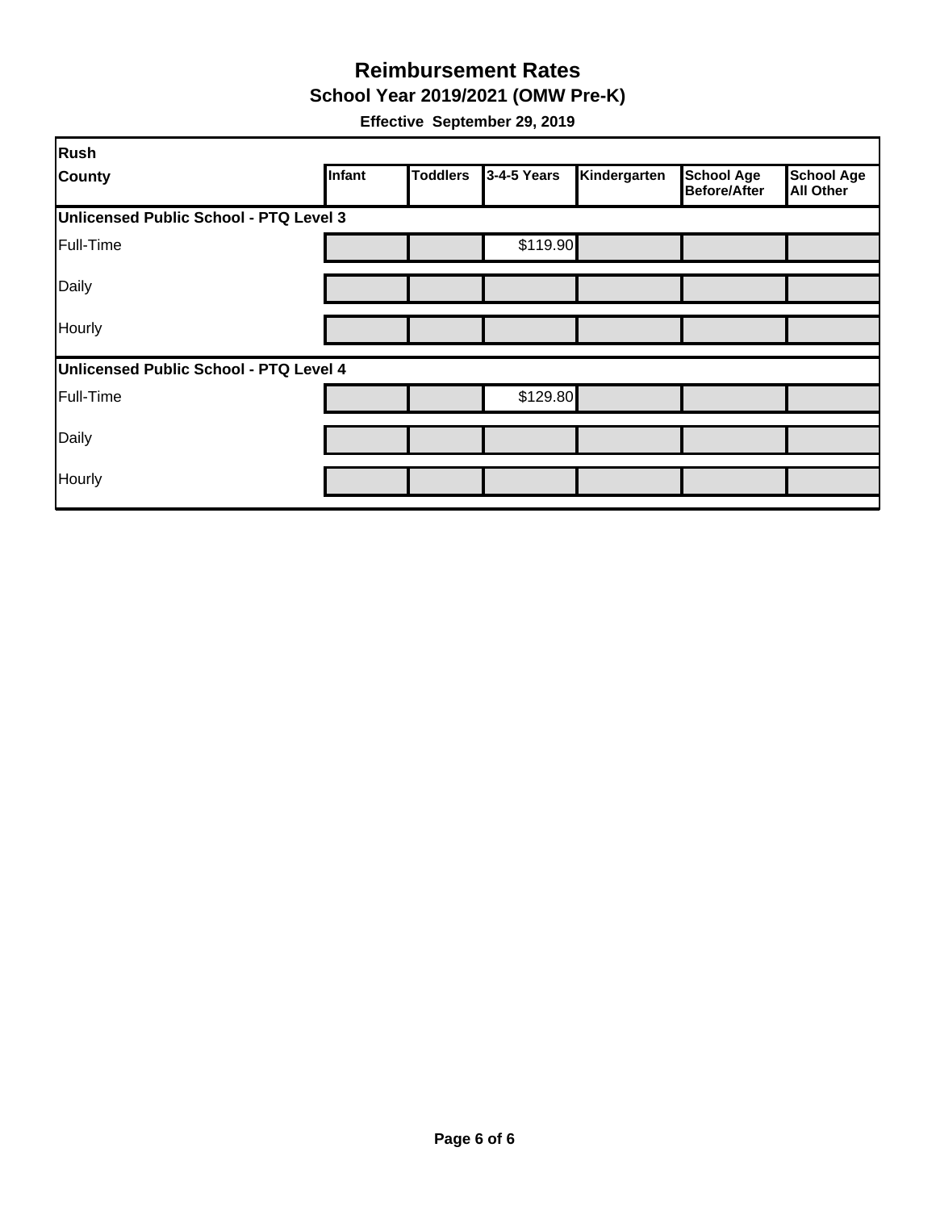# Reimbursement Rates

## School Year 2019/2021 (OMW Pre-K)

**Effective September 29, 2019**

| Rush County | Infant | Toddlers | 3-4-5 Years | Kindergarten | School Age Before/After | School Age All Other |
|---|---|---|---|---|---|---|
| **Unlicensed Public School - PTQ Level 3** | | | | | | |
| Full-Time | | | $119.90 | | | |
| Daily | | | | | | |
| Hourly | | | | | | |
| **Unlicensed Public School - PTQ Level 4** | | | | | | |
| Full-Time | | | $129.80 | | | |
| Daily | | | | | | |
| Hourly | | | | | | |